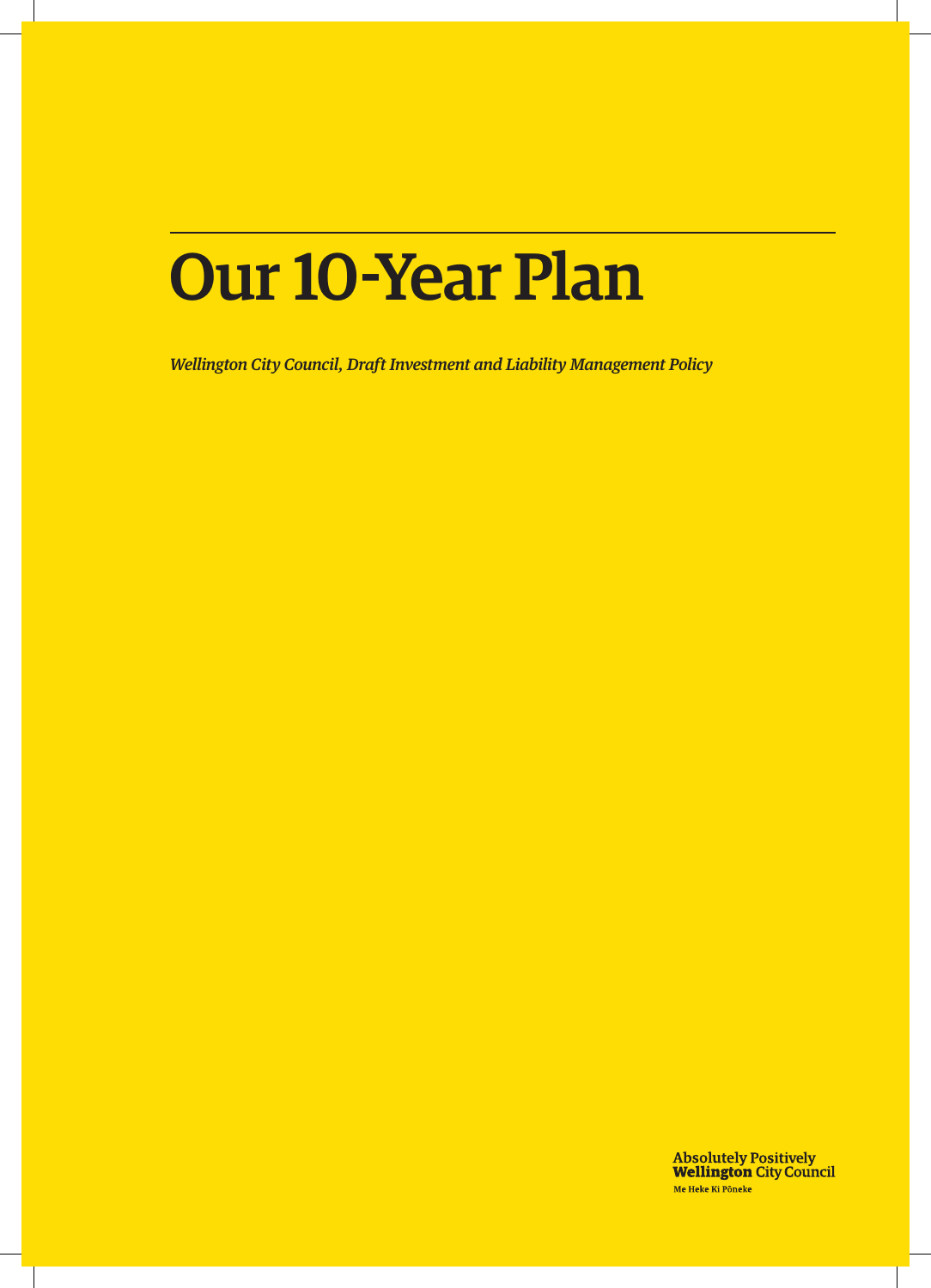# Our 10-Year Plan

*Wellington City Council, Draft Investment and Liability Management Policy*

Absolutely Positively
**Wellington** City Council
Me Heke Ki Pōneke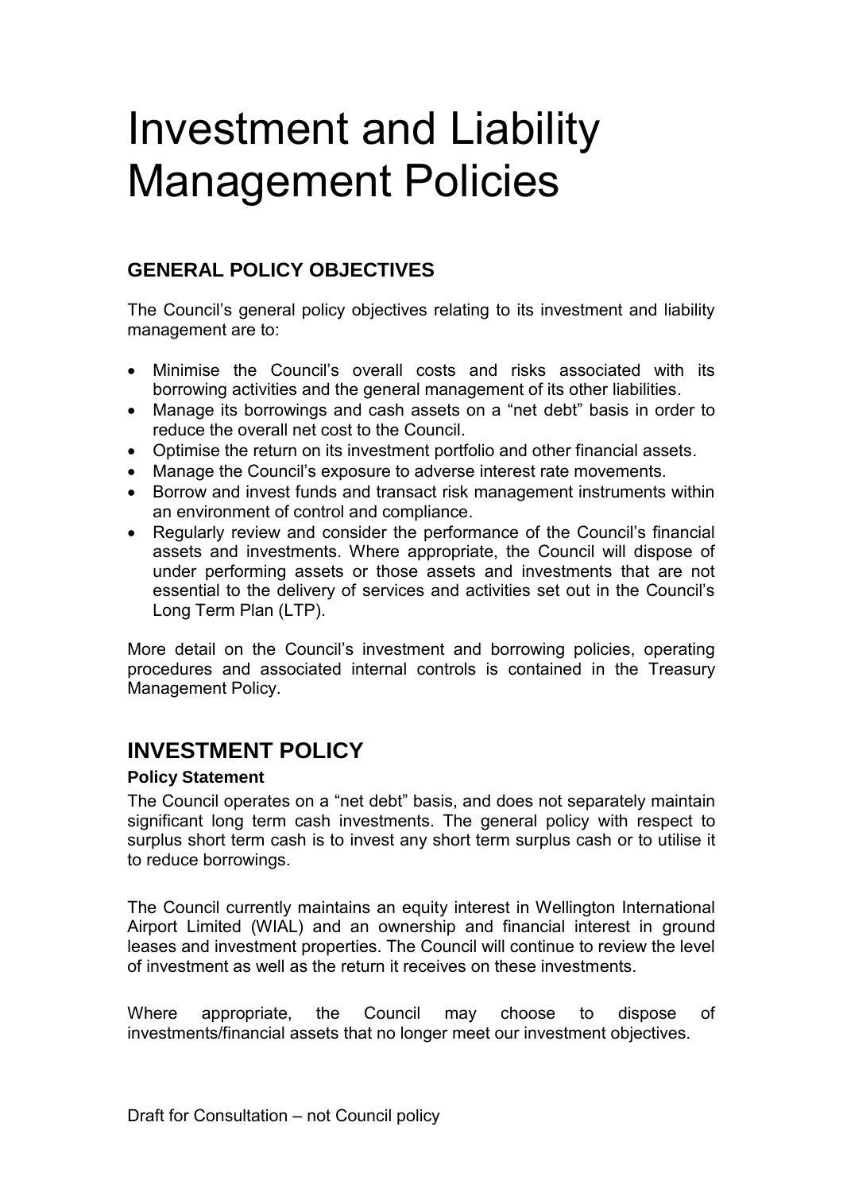# Investment and Liability Management Policies

### GENERAL POLICY OBJECTIVES

The Council's general policy objectives relating to its investment and liability management are to:

- Minimise the Council's overall costs and risks associated with its borrowing activities and the general management of its other liabilities.
- Manage its borrowings and cash assets on a "net debt" basis in order to reduce the overall net cost to the Council.
- Optimise the return on its investment portfolio and other financial assets.
- Manage the Council's exposure to adverse interest rate movements.
- Borrow and invest funds and transact risk management instruments within an environment of control and compliance.
- Regularly review and consider the performance of the Council's financial assets and investments. Where appropriate, the Council will dispose of under performing assets or those assets and investments that are not essential to the delivery of services and activities set out in the Council's Long Term Plan (LTP).

More detail on the Council's investment and borrowing policies, operating procedures and associated internal controls is contained in the Treasury Management Policy.

## INVESTMENT POLICY

#### Policy Statement

The Council operates on a "net debt" basis, and does not separately maintain significant long term cash investments. The general policy with respect to surplus short term cash is to invest any short term surplus cash or to utilise it to reduce borrowings.

The Council currently maintains an equity interest in Wellington International Airport Limited (WIAL) and an ownership and financial interest in ground leases and investment properties. The Council will continue to review the level of investment as well as the return it receives on these investments.

Where appropriate, the Council may choose to dispose of investments/financial assets that no longer meet our investment objectives.

Draft for Consultation – not Council policy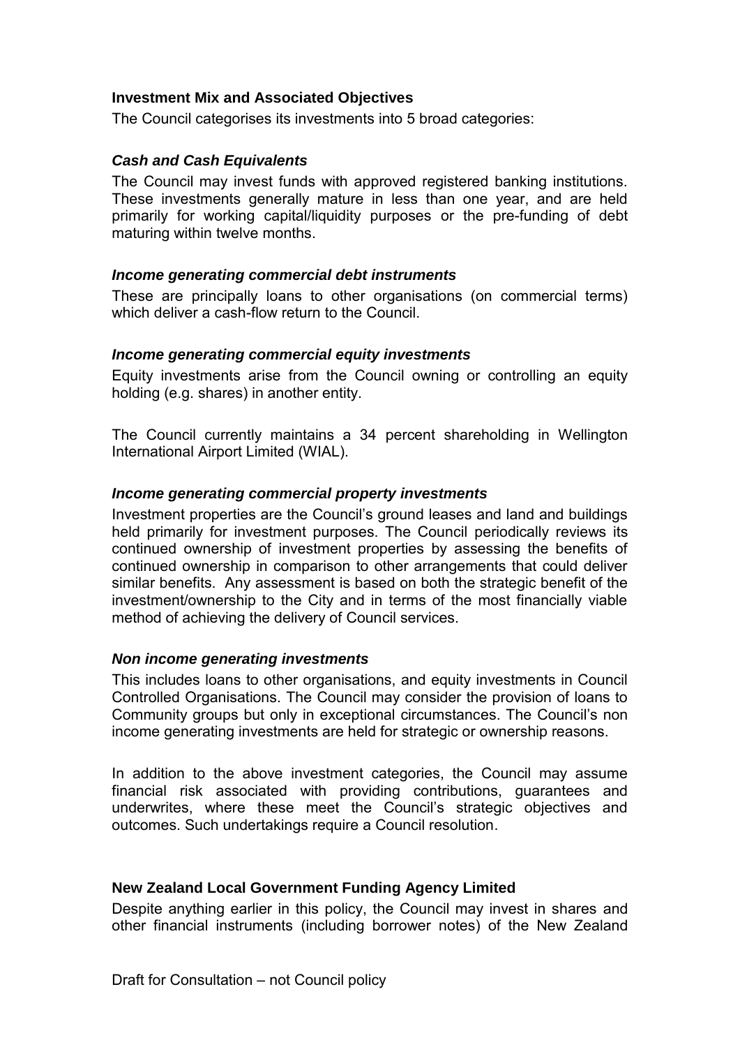**Investment Mix and Associated Objectives**

The Council categorises its investments into 5 broad categories:

***Cash and Cash Equivalents***

The Council may invest funds with approved registered banking institutions. These investments generally mature in less than one year, and are held primarily for working capital/liquidity purposes or the pre-funding of debt maturing within twelve months.

***Income generating commercial debt instruments***

These are principally loans to other organisations (on commercial terms) which deliver a cash-flow return to the Council.

***Income generating commercial equity investments***

Equity investments arise from the Council owning or controlling an equity holding (e.g. shares) in another entity.

The Council currently maintains a 34 percent shareholding in Wellington International Airport Limited (WIAL).

***Income generating commercial property investments***

Investment properties are the Council's ground leases and land and buildings held primarily for investment purposes. The Council periodically reviews its continued ownership of investment properties by assessing the benefits of continued ownership in comparison to other arrangements that could deliver similar benefits. Any assessment is based on both the strategic benefit of the investment/ownership to the City and in terms of the most financially viable method of achieving the delivery of Council services.

***Non income generating investments***

This includes loans to other organisations, and equity investments in Council Controlled Organisations. The Council may consider the provision of loans to Community groups but only in exceptional circumstances. The Council's non income generating investments are held for strategic or ownership reasons.

In addition to the above investment categories, the Council may assume financial risk associated with providing contributions, guarantees and underwrites, where these meet the Council's strategic objectives and outcomes. Such undertakings require a Council resolution.

**New Zealand Local Government Funding Agency Limited**

Despite anything earlier in this policy, the Council may invest in shares and other financial instruments (including borrower notes) of the New Zealand

Draft for Consultation – not Council policy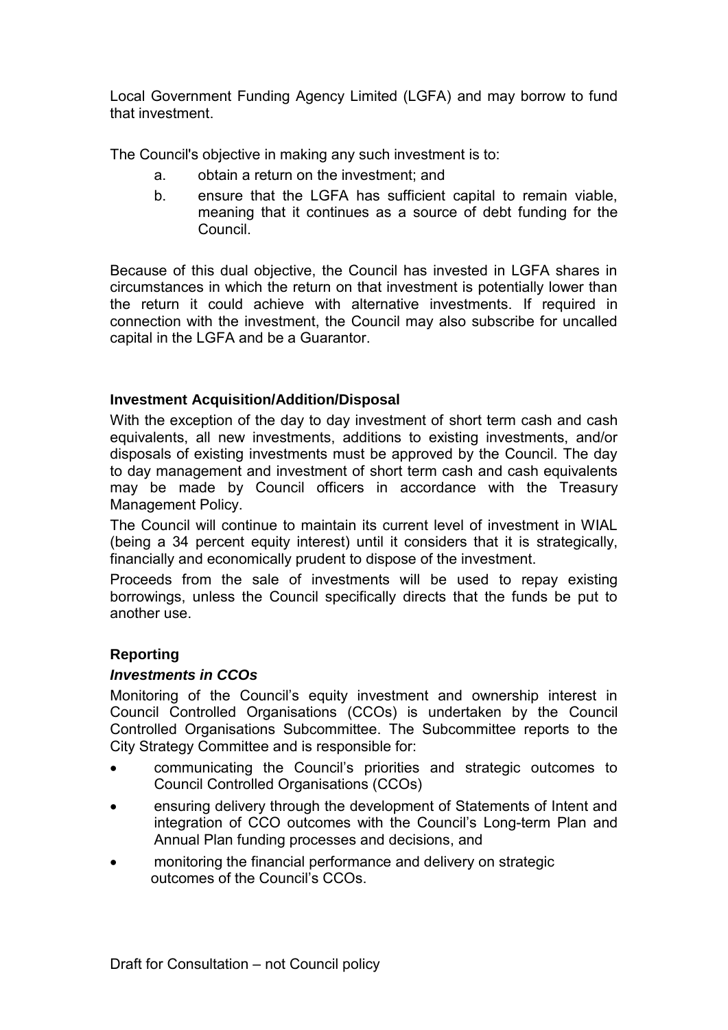Local Government Funding Agency Limited (LGFA) and may borrow to fund that investment.

The Council's objective in making any such investment is to:

a. obtain a return on the investment; and
b. ensure that the LGFA has sufficient capital to remain viable, meaning that it continues as a source of debt funding for the Council.

Because of this dual objective, the Council has invested in LGFA shares in circumstances in which the return on that investment is potentially lower than the return it could achieve with alternative investments. If required in connection with the investment, the Council may also subscribe for uncalled capital in the LGFA and be a Guarantor.

### Investment Acquisition/Addition/Disposal

With the exception of the day to day investment of short term cash and cash equivalents, all new investments, additions to existing investments, and/or disposals of existing investments must be approved by the Council. The day to day management and investment of short term cash and cash equivalents may be made by Council officers in accordance with the Treasury Management Policy.

The Council will continue to maintain its current level of investment in WIAL (being a 34 percent equity interest) until it considers that it is strategically, financially and economically prudent to dispose of the investment.

Proceeds from the sale of investments will be used to repay existing borrowings, unless the Council specifically directs that the funds be put to another use.

### Reporting

#### *Investments in CCOs*

Monitoring of the Council's equity investment and ownership interest in Council Controlled Organisations (CCOs) is undertaken by the Council Controlled Organisations Subcommittee. The Subcommittee reports to the City Strategy Committee and is responsible for:

- communicating the Council's priorities and strategic outcomes to Council Controlled Organisations (CCOs)
- ensuring delivery through the development of Statements of Intent and integration of CCO outcomes with the Council's Long-term Plan and Annual Plan funding processes and decisions, and
- monitoring the financial performance and delivery on strategic outcomes of the Council's CCOs.

Draft for Consultation – not Council policy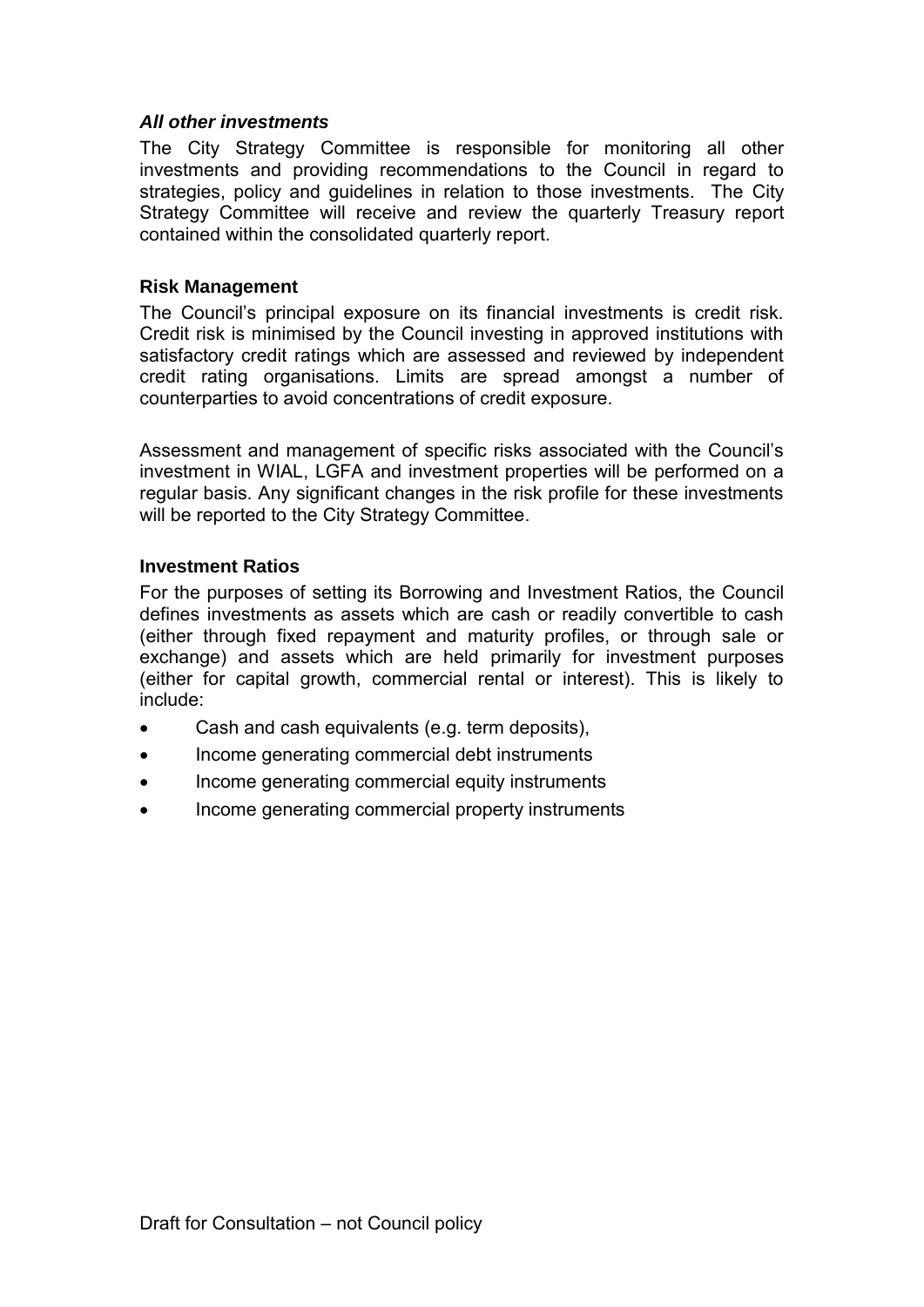### *All other investments*

The City Strategy Committee is responsible for monitoring all other investments and providing recommendations to the Council in regard to strategies, policy and guidelines in relation to those investments. The City Strategy Committee will receive and review the quarterly Treasury report contained within the consolidated quarterly report.

### Risk Management

The Council's principal exposure on its financial investments is credit risk. Credit risk is minimised by the Council investing in approved institutions with satisfactory credit ratings which are assessed and reviewed by independent credit rating organisations. Limits are spread amongst a number of counterparties to avoid concentrations of credit exposure.

Assessment and management of specific risks associated with the Council's investment in WIAL, LGFA and investment properties will be performed on a regular basis. Any significant changes in the risk profile for these investments will be reported to the City Strategy Committee.

### Investment Ratios

For the purposes of setting its Borrowing and Investment Ratios, the Council defines investments as assets which are cash or readily convertible to cash (either through fixed repayment and maturity profiles, or through sale or exchange) and assets which are held primarily for investment purposes (either for capital growth, commercial rental or interest). This is likely to include:

- Cash and cash equivalents (e.g. term deposits),
- Income generating commercial debt instruments
- Income generating commercial equity instruments
- Income generating commercial property instruments

Draft for Consultation – not Council policy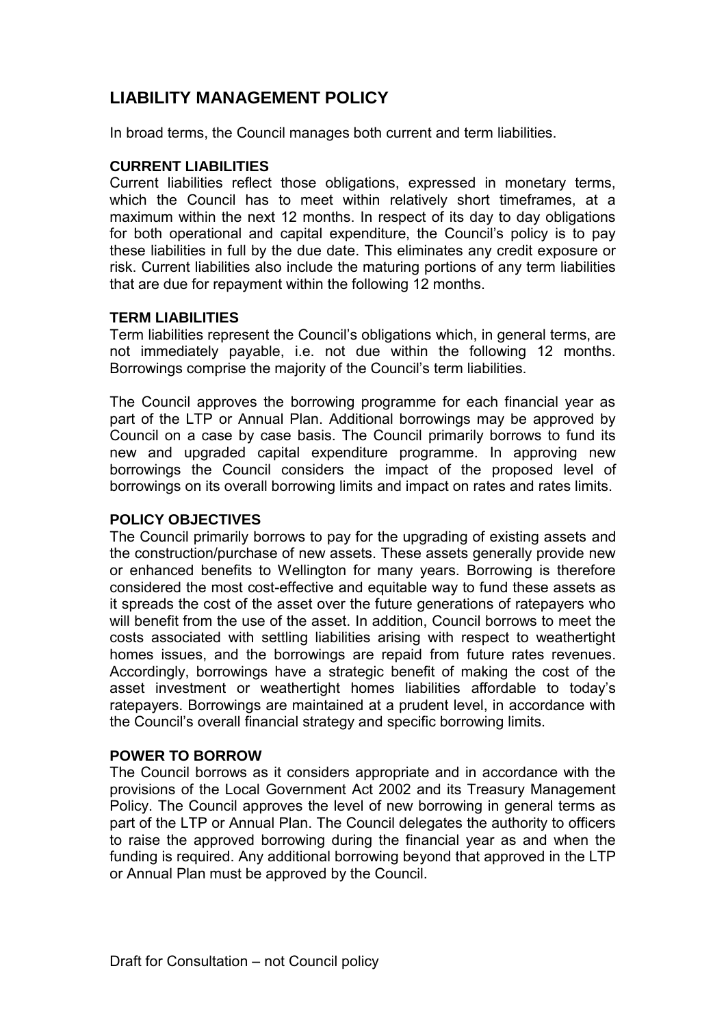## LIABILITY MANAGEMENT POLICY

In broad terms, the Council manages both current and term liabilities.

### CURRENT LIABILITIES

Current liabilities reflect those obligations, expressed in monetary terms, which the Council has to meet within relatively short timeframes, at a maximum within the next 12 months. In respect of its day to day obligations for both operational and capital expenditure, the Council's policy is to pay these liabilities in full by the due date. This eliminates any credit exposure or risk. Current liabilities also include the maturing portions of any term liabilities that are due for repayment within the following 12 months.

### TERM LIABILITIES

Term liabilities represent the Council's obligations which, in general terms, are not immediately payable, i.e. not due within the following 12 months. Borrowings comprise the majority of the Council's term liabilities.

The Council approves the borrowing programme for each financial year as part of the LTP or Annual Plan. Additional borrowings may be approved by Council on a case by case basis. The Council primarily borrows to fund its new and upgraded capital expenditure programme. In approving new borrowings the Council considers the impact of the proposed level of borrowings on its overall borrowing limits and impact on rates and rates limits.

### POLICY OBJECTIVES

The Council primarily borrows to pay for the upgrading of existing assets and the construction/purchase of new assets. These assets generally provide new or enhanced benefits to Wellington for many years. Borrowing is therefore considered the most cost-effective and equitable way to fund these assets as it spreads the cost of the asset over the future generations of ratepayers who will benefit from the use of the asset. In addition, Council borrows to meet the costs associated with settling liabilities arising with respect to weathertight homes issues, and the borrowings are repaid from future rates revenues. Accordingly, borrowings have a strategic benefit of making the cost of the asset investment or weathertight homes liabilities affordable to today's ratepayers. Borrowings are maintained at a prudent level, in accordance with the Council's overall financial strategy and specific borrowing limits.

### POWER TO BORROW

The Council borrows as it considers appropriate and in accordance with the provisions of the Local Government Act 2002 and its Treasury Management Policy. The Council approves the level of new borrowing in general terms as part of the LTP or Annual Plan. The Council delegates the authority to officers to raise the approved borrowing during the financial year as and when the funding is required. Any additional borrowing beyond that approved in the LTP or Annual Plan must be approved by the Council.

Draft for Consultation – not Council policy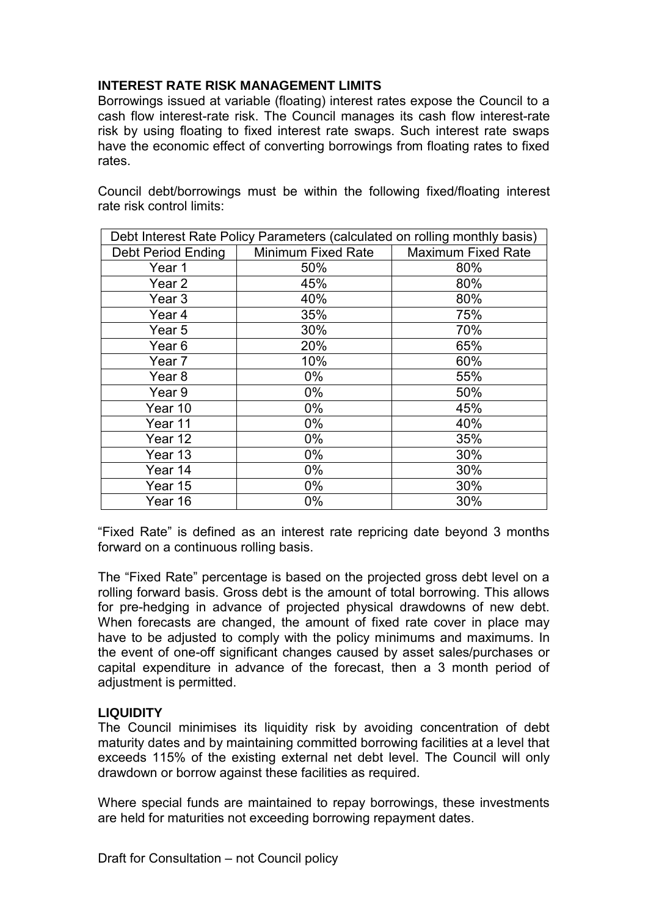## INTEREST RATE RISK MANAGEMENT LIMITS

Borrowings issued at variable (floating) interest rates expose the Council to a cash flow interest-rate risk. The Council manages its cash flow interest-rate risk by using floating to fixed interest rate swaps. Such interest rate swaps have the economic effect of converting borrowings from floating rates to fixed rates.

Council debt/borrowings must be within the following fixed/floating interest rate risk control limits:

| Debt Interest Rate Policy Parameters (calculated on rolling monthly basis) | | |
|---|---|---|
| Debt Period Ending | Minimum Fixed Rate | Maximum Fixed Rate |
| Year 1 | 50% | 80% |
| Year 2 | 45% | 80% |
| Year 3 | 40% | 80% |
| Year 4 | 35% | 75% |
| Year 5 | 30% | 70% |
| Year 6 | 20% | 65% |
| Year 7 | 10% | 60% |
| Year 8 | 0% | 55% |
| Year 9 | 0% | 50% |
| Year 10 | 0% | 45% |
| Year 11 | 0% | 40% |
| Year 12 | 0% | 35% |
| Year 13 | 0% | 30% |
| Year 14 | 0% | 30% |
| Year 15 | 0% | 30% |
| Year 16 | 0% | 30% |

"Fixed Rate" is defined as an interest rate repricing date beyond 3 months forward on a continuous rolling basis.

The "Fixed Rate" percentage is based on the projected gross debt level on a rolling forward basis. Gross debt is the amount of total borrowing. This allows for pre-hedging in advance of projected physical drawdowns of new debt. When forecasts are changed, the amount of fixed rate cover in place may have to be adjusted to comply with the policy minimums and maximums. In the event of one-off significant changes caused by asset sales/purchases or capital expenditure in advance of the forecast, then a 3 month period of adjustment is permitted.

## LIQUIDITY

The Council minimises its liquidity risk by avoiding concentration of debt maturity dates and by maintaining committed borrowing facilities at a level that exceeds 115% of the existing external net debt level. The Council will only drawdown or borrow against these facilities as required.

Where special funds are maintained to repay borrowings, these investments are held for maturities not exceeding borrowing repayment dates.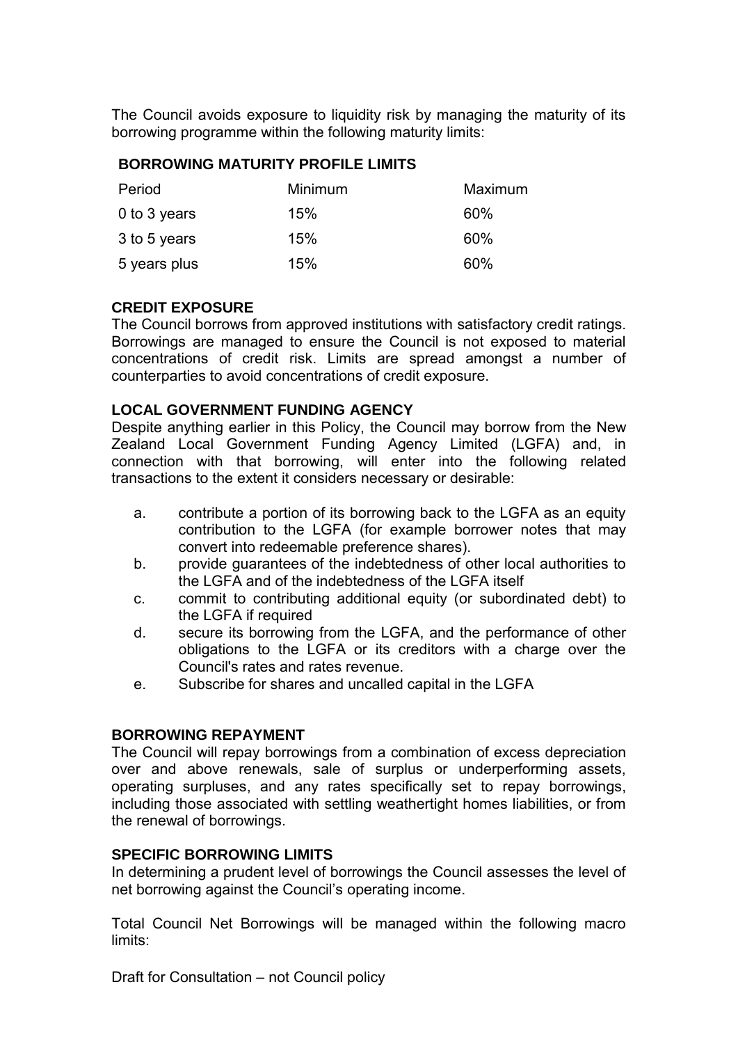The Council avoids exposure to liquidity risk by managing the maturity of its borrowing programme within the following maturity limits:

**BORROWING MATURITY PROFILE LIMITS**

| Period | Minimum | Maximum |
|---|---|---|
| 0 to 3 years | 15% | 60% |
| 3 to 5 years | 15% | 60% |
| 5 years plus | 15% | 60% |

**CREDIT EXPOSURE**

The Council borrows from approved institutions with satisfactory credit ratings. Borrowings are managed to ensure the Council is not exposed to material concentrations of credit risk. Limits are spread amongst a number of counterparties to avoid concentrations of credit exposure.

**LOCAL GOVERNMENT FUNDING AGENCY**

Despite anything earlier in this Policy, the Council may borrow from the New Zealand Local Government Funding Agency Limited (LGFA) and, in connection with that borrowing, will enter into the following related transactions to the extent it considers necessary or desirable:

a. contribute a portion of its borrowing back to the LGFA as an equity contribution to the LGFA (for example borrower notes that may convert into redeemable preference shares).
b. provide guarantees of the indebtedness of other local authorities to the LGFA and of the indebtedness of the LGFA itself
c. commit to contributing additional equity (or subordinated debt) to the LGFA if required
d. secure its borrowing from the LGFA, and the performance of other obligations to the LGFA or its creditors with a charge over the Council's rates and rates revenue.
e. Subscribe for shares and uncalled capital in the LGFA

**BORROWING REPAYMENT**

The Council will repay borrowings from a combination of excess depreciation over and above renewals, sale of surplus or underperforming assets, operating surpluses, and any rates specifically set to repay borrowings, including those associated with settling weathertight homes liabilities, or from the renewal of borrowings.

**SPECIFIC BORROWING LIMITS**

In determining a prudent level of borrowings the Council assesses the level of net borrowing against the Council's operating income.

Total Council Net Borrowings will be managed within the following macro limits:

Draft for Consultation – not Council policy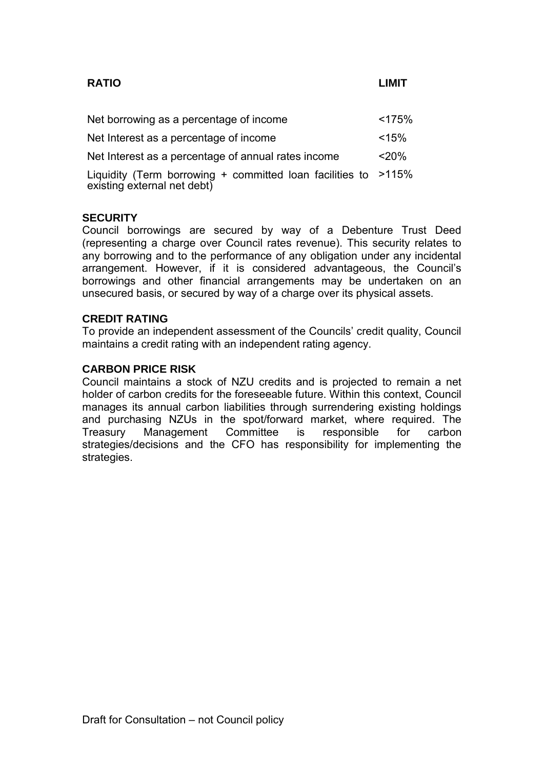| RATIO | LIMIT |
| --- | --- |
| Net borrowing as a percentage of income | <175% |
| Net Interest as a percentage of income | <15% |
| Net Interest as a percentage of annual rates income | <20% |
| Liquidity (Term borrowing + committed loan facilities to existing external net debt) | >115% |

**SECURITY**
Council borrowings are secured by way of a Debenture Trust Deed (representing a charge over Council rates revenue). This security relates to any borrowing and to the performance of any obligation under any incidental arrangement. However, if it is considered advantageous, the Council's borrowings and other financial arrangements may be undertaken on an unsecured basis, or secured by way of a charge over its physical assets.

**CREDIT RATING**
To provide an independent assessment of the Councils' credit quality, Council maintains a credit rating with an independent rating agency.

**CARBON PRICE RISK**
Council maintains a stock of NZU credits and is projected to remain a net holder of carbon credits for the foreseeable future. Within this context, Council manages its annual carbon liabilities through surrendering existing holdings and purchasing NZUs in the spot/forward market, where required. The Treasury Management Committee is responsible for carbon strategies/decisions and the CFO has responsibility for implementing the strategies.

Draft for Consultation – not Council policy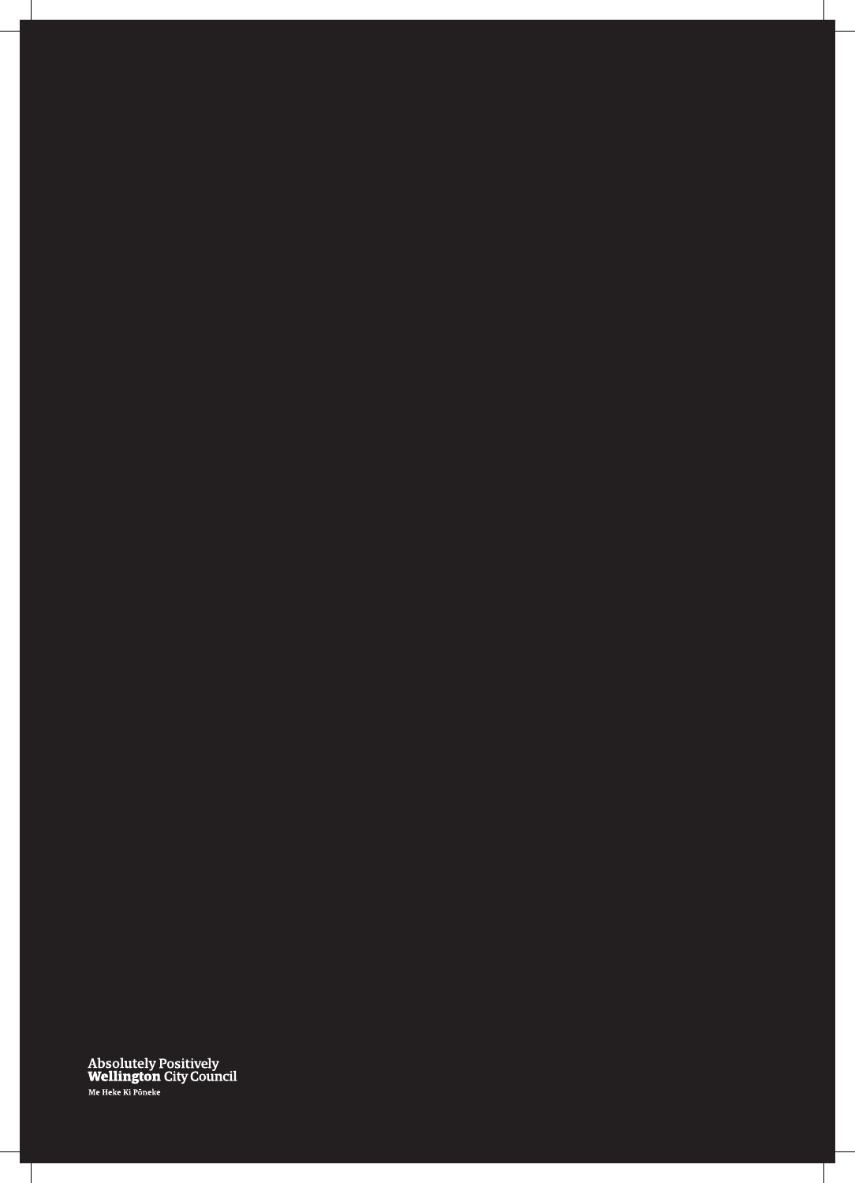Absolutely Positively
**Wellington** City Council

Me Heke Ki Pōneke